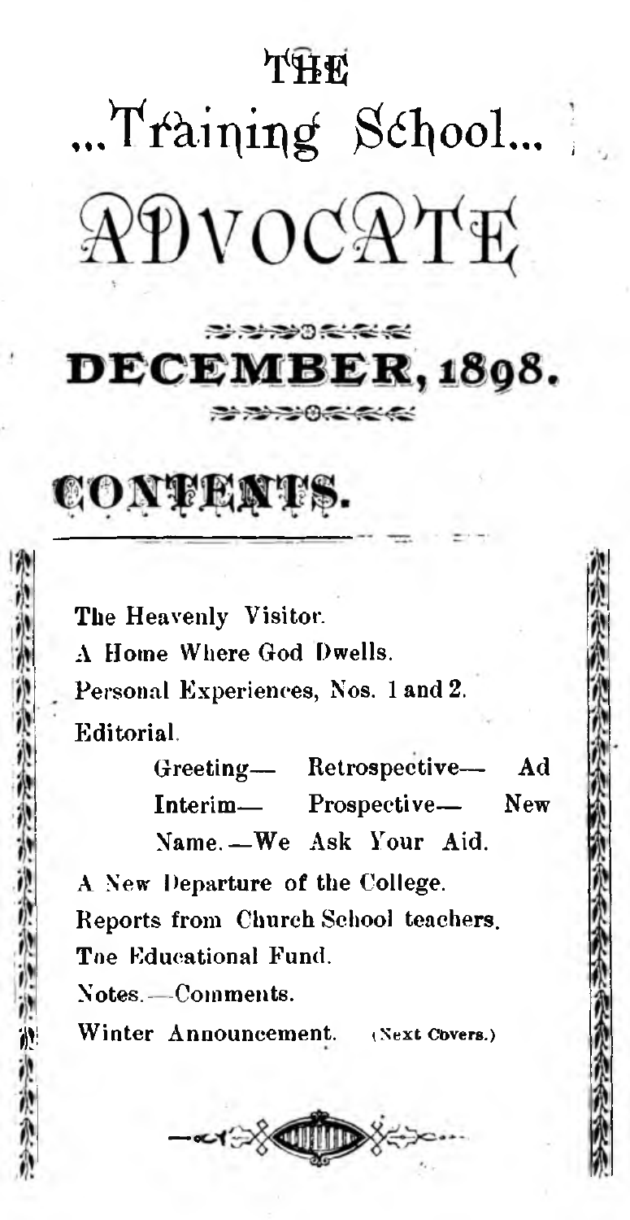# THE ...Training School... ADVOCATE

## DECEMBER, 1898.

## CONTENTS.

The Heavenly Visitor.

A Home Where God Dwells.

Personal Experiences, Nos. 1 and 2.

Editorial.

Greeting— Retrospective— Ad Interim— Prospective— New Name.—We Ask Your Aid.

A New Departure of the College.

Reports from Church School teachers.

The Educational Fund.

Notes.—Comments.

Winter Announcement. (Next Covers.)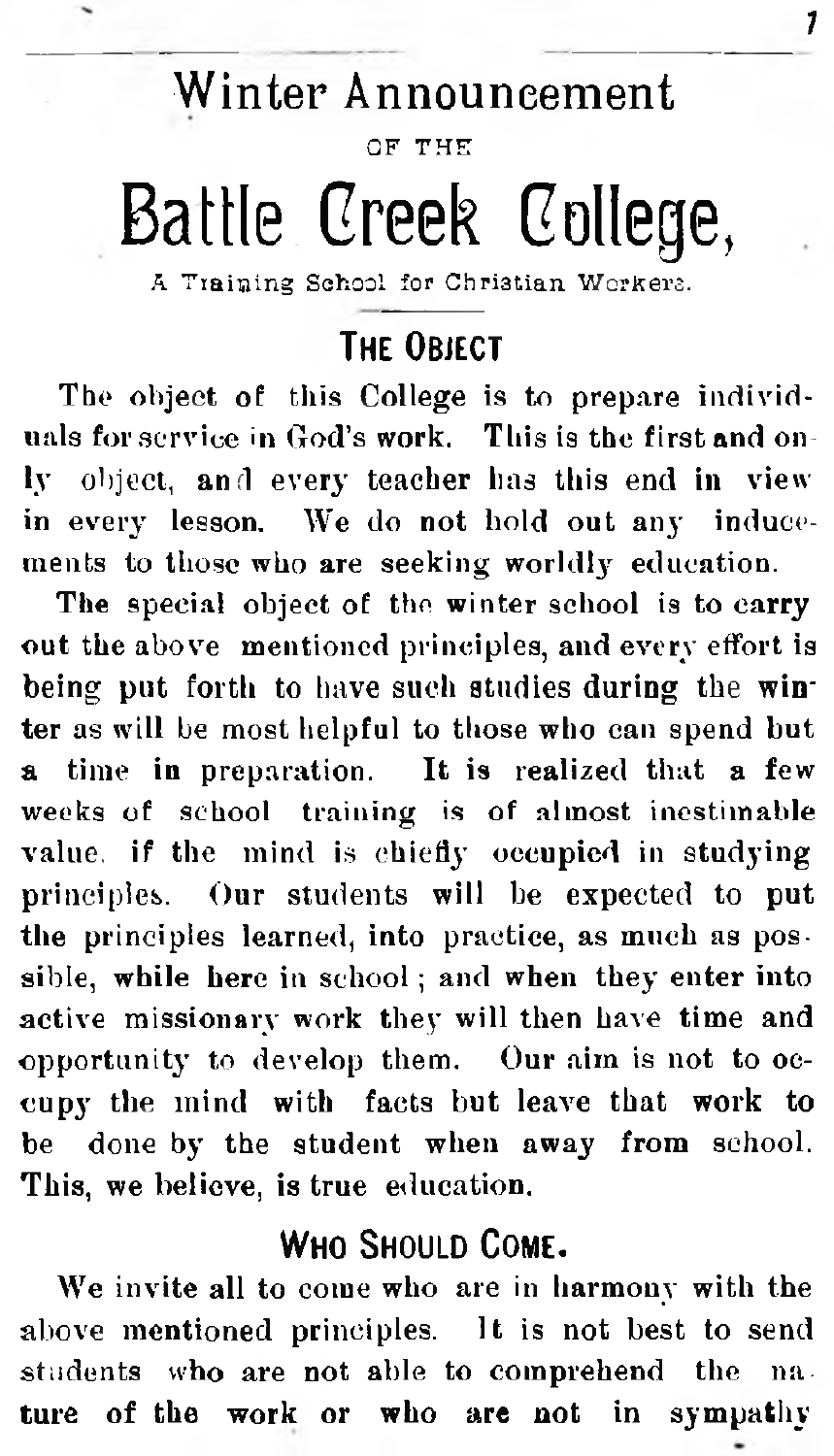# Winter Announcement

OF THE

# Battle Creek College,

A Training School for Christian Workers.

## THE OBJECT

The object of this College is to prepare individuals for service in God's work. This is the first and only object, and every teacher has this end in view in every lesson. We do not hold out any inducements to those who are seeking worldly education.

The special object of the winter school is to carry out the above mentioned principles, and every effort is being put forth to have such studies during the winter as will be most helpful to those who can spend but a time in preparation. It is realized that a few weeks of school training is of almost inestimable value, if the mind is chiefly occupied in studying principles. Our students will be expected to put the principles learned, into practice, as much as possible, while here in school; and when they enter into active missionary work they will then have time and opportunity to develop them. Our aim is not to occupy the mind with facts but leave that work to be done by the student when away from school. This, we believe, is true education.

## WHO SHOULD COME.

We invite all to come who are in harmony with the above mentioned principles. It is not best to send students who are not able to comprehend the nature of the work or who are not in sympathy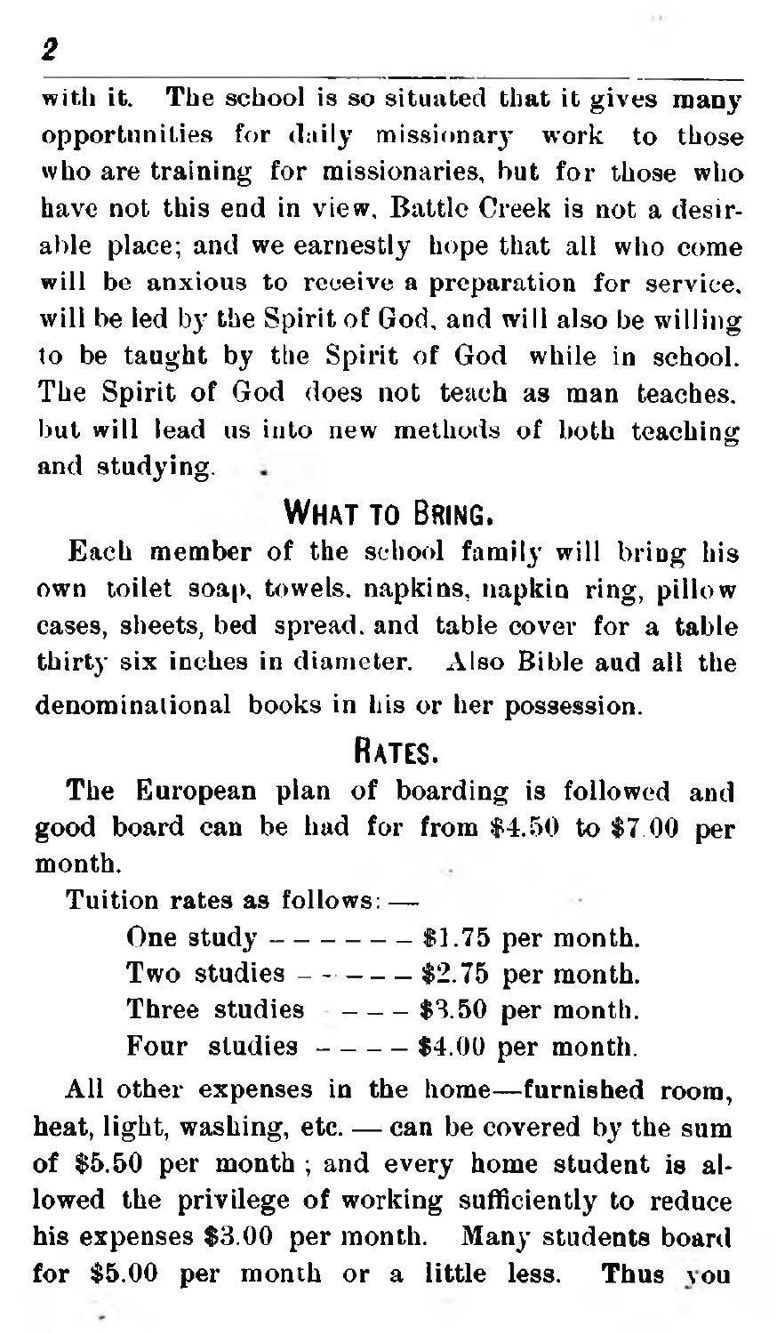with it. The school is so situated that it gives many opportunities for daily missionary work to those who are training for missionaries, but for those who have not this end in view, Battle Creek is not a desirable place; and we earnestly hope that all who come will be anxious to receive a preparation for service, will be led by the Spirit of God, and will also be willing to be taught by the Spirit of God while in school. The Spirit of God does not teach as man teaches, but will lead us into new methods of both teaching and studying.

## What to Bring.

Each member of the school family will bring his own toilet soap, towels, napkins, napkin ring, pillow cases, sheets, bed spread, and table cover for a table thirty six inches in diameter. Also Bible and all the denominational books in his or her possession.

## Rates.

The European plan of boarding is followed and good board can be had for from \$4.50 to \$7.00 per month.

Tuition rates as follows: —

One study - - - - - - - \$1.75 per month.
Two studies - - - - - \$2.75 per month.
Three studies - - - - \$3.50 per month.
Four studies - - - - \$4.00 per month.

All other expenses in the home—furnished room, heat, light, washing, etc. — can be covered by the sum of \$5.50 per month; and every home student is allowed the privilege of working sufficiently to reduce his expenses \$3.00 per month. Many students board for \$5.00 per month or a little less. Thus you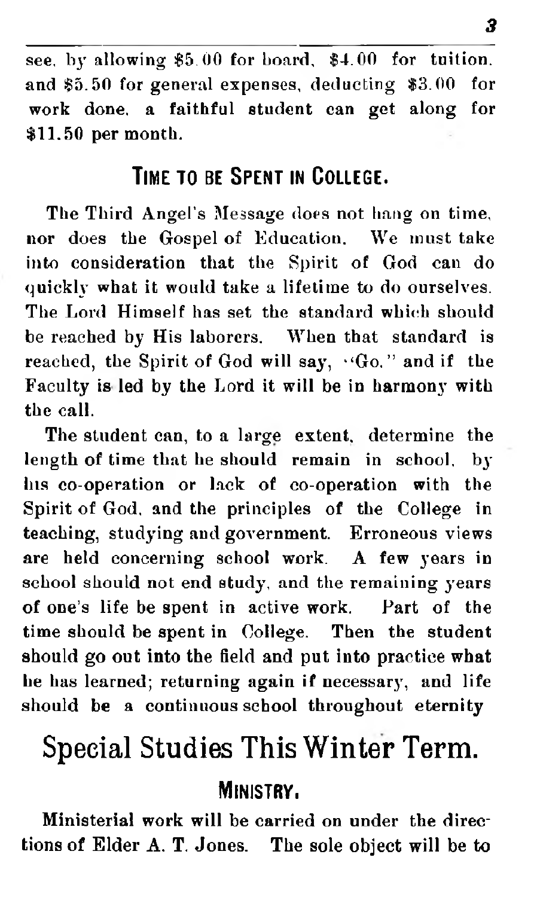see, by allowing $5.00 for board, $4.00 for tuition. and $5.50 for general expenses, deducting $3.00 for work done, a faithful student can get along for $11.50 per month.

### Time to be Spent in College.

The Third Angel's Message does not hang on time, nor does the Gospel of Education. We must take into consideration that the Spirit of God can do quickly what it would take a lifetime to do ourselves. The Lord Himself has set the standard which should be reached by His laborers. When that standard is reached, the Spirit of God will say, "Go," and if the Faculty is led by the Lord it will be in harmony with the call.

The student can, to a large extent, determine the length of time that he should remain in school, by his co-operation or lack of co-operation with the Spirit of God, and the principles of the College in teaching, studying and government. Erroneous views are held concerning school work. A few years in school should not end study, and the remaining years of one's life be spent in active work. Part of the time should be spent in College. Then the student should go out into the field and put into practice what he has learned; returning again if necessary, and life should be a continuous school throughout eternity

## Special Studies This Winter Term.

### Ministry.

Ministerial work will be carried on under the directions of Elder A. T. Jones. The sole object will be to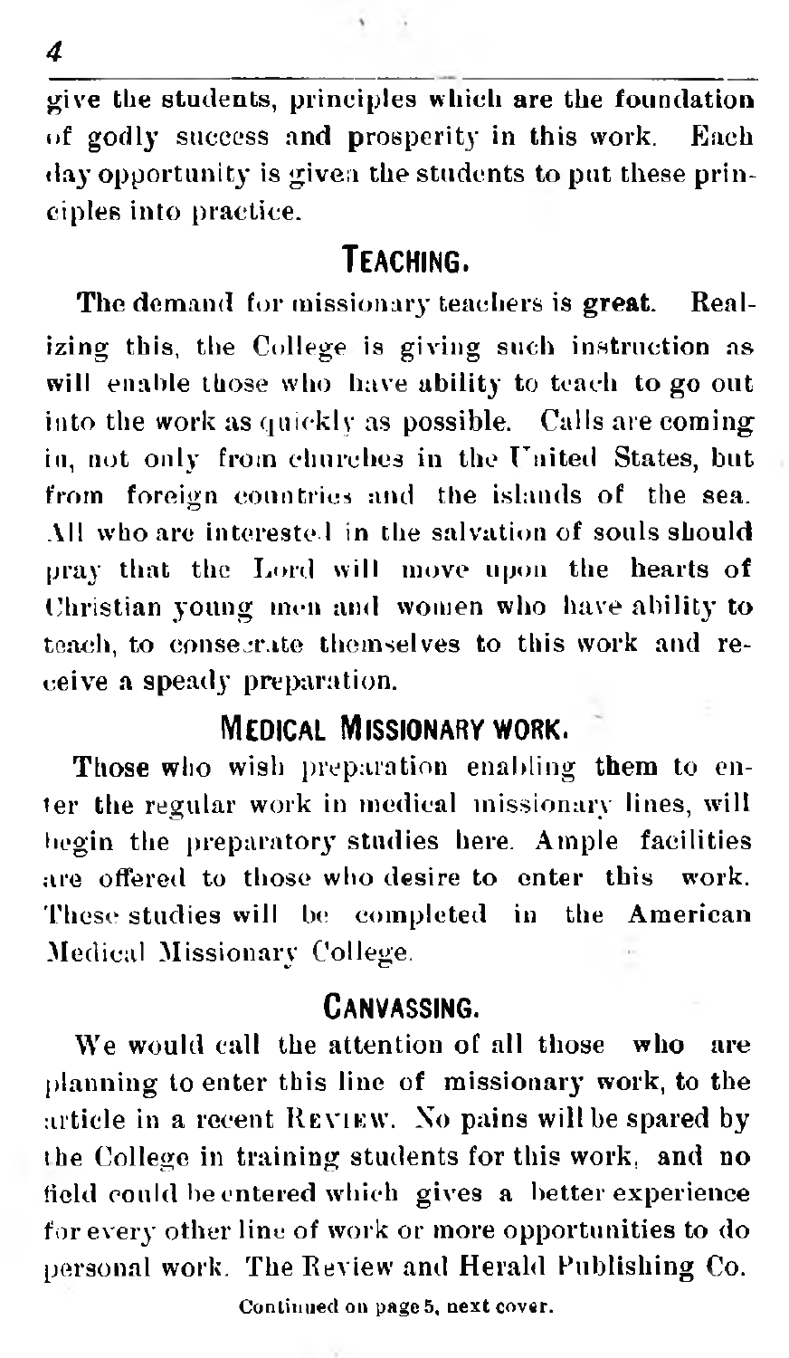give the students, principles which are the foundation of godly success and prosperity in this work. Each day opportunity is given the students to put these principles into practice.

## TEACHING.

The demand for missionary teachers is great. Realizing this, the College is giving such instruction as will enable those who have ability to teach to go out into the work as quickly as possible. Calls are coming in, not only from churches in the United States, but from foreign countries and the islands of the sea. All who are interested in the salvation of souls should pray that the Lord will move upon the hearts of Christian young men and women who have ability to teach, to consecrate themselves to this work and receive a speady preparation.

## MEDICAL MISSIONARY WORK.

Those who wish preparation enabling them to enter the regular work in medical missionary lines, will begin the preparatory studies here. Ample facilities are offered to those who desire to enter this work. These studies will be completed in the American Medical Missionary College.

## CANVASSING.

We would call the attention of all those who are planning to enter this line of missionary work, to the article in a recent REVIEW. No pains will be spared by the College in training students for this work, and no field could be entered which gives a better experience for every other line of work or more opportunities to do personal work. The Review and Herald Publishing Co.

Continued on page 5, next cover.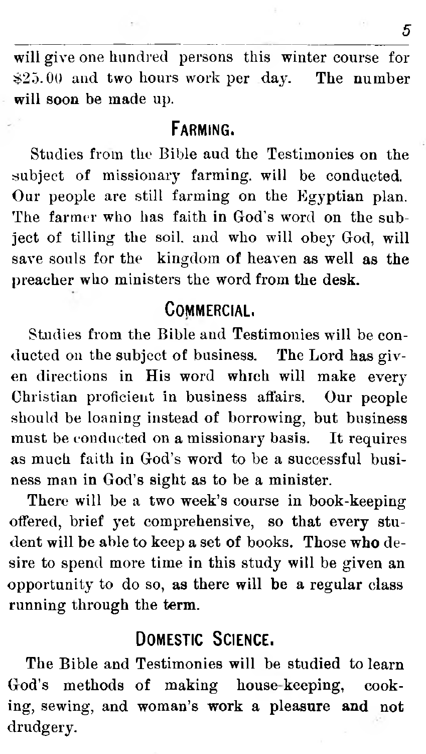will give one hundred persons this winter course for $25.00 and two hours work per day. The number will soon be made up.

## Farming.

Studies from the Bible and the Testimonies on the subject of missionary farming. will be conducted. Our people are still farming on the Egyptian plan. The farmer who has faith in God's word on the subject of tilling the soil. and who will obey God, will save souls for the kingdom of heaven as well as the preacher who ministers the word from the desk.

## Commercial.

Studies from the Bible and Testimonies will be conducted on the subject of business. The Lord has given directions in His word which will make every Christian proficient in business affairs. Our people should be loaning instead of borrowing, but business must be conducted on a missionary basis. It requires as much faith in God's word to be a successful business man in God's sight as to be a minister.

There will be a two week's course in book-keeping offered, brief yet comprehensive, so that every student will be able to keep a set of books. Those who desire to spend more time in this study will be given an opportunity to do so, as there will be a regular class running through the term.

## Domestic Science.

The Bible and Testimonies will be studied to learn God's methods of making house-keeping, cooking, sewing, and woman's work a pleasure and not drudgery.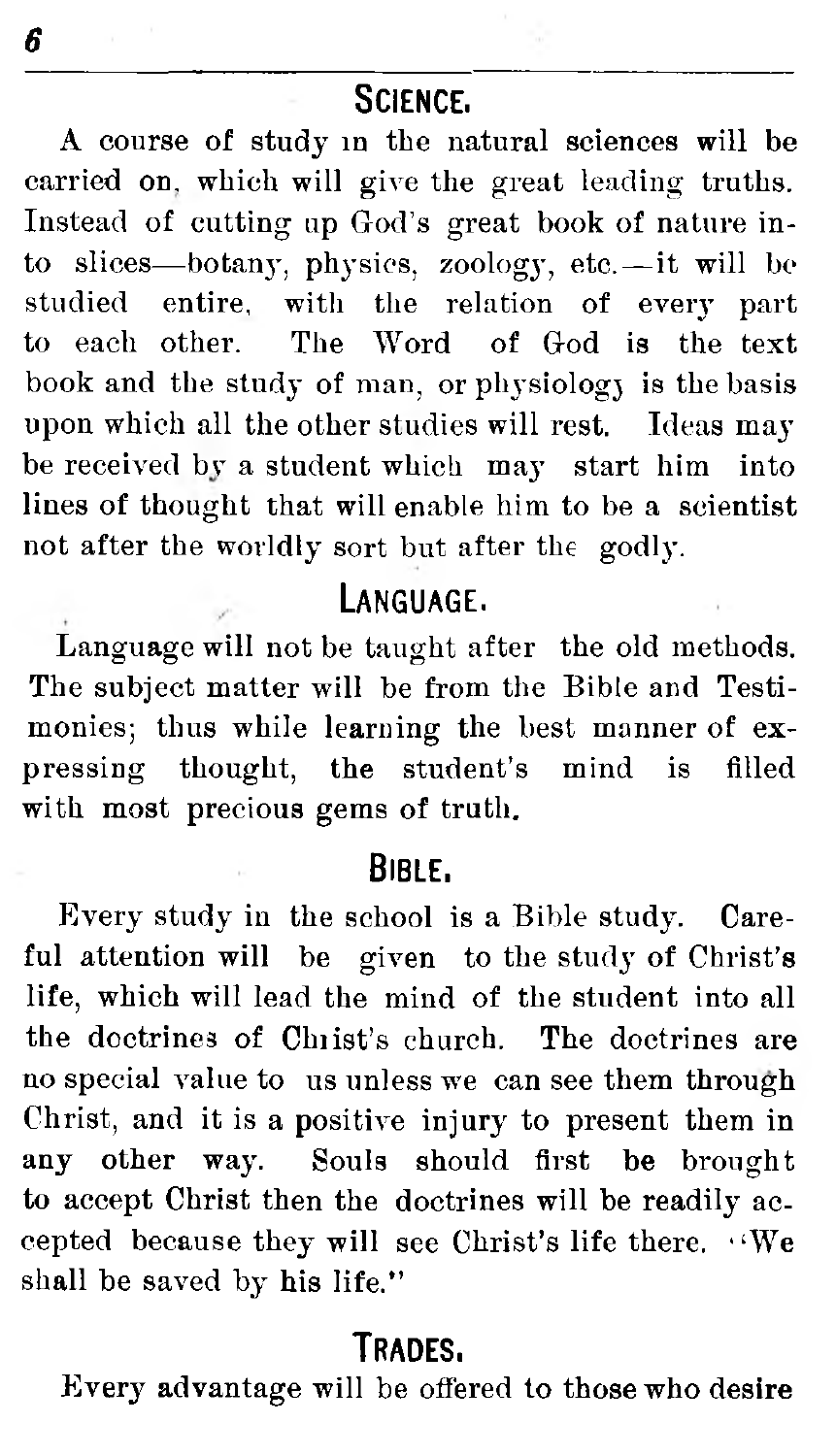## Science.

A course of study in the natural sciences will be carried on, which will give the great leading truths. Instead of cutting up God's great book of nature into slices—botany, physics, zoology, etc.—it will be studied entire, with the relation of every part to each other. The Word of God is the text book and the study of man, or physiology is the basis upon which all the other studies will rest. Ideas may be received by a student which may start him into lines of thought that will enable him to be a scientist not after the worldly sort but after the godly.

## Language.

Language will not be taught after the old methods. The subject matter will be from the Bible and Testimonies; thus while learning the best manner of expressing thought, the student's mind is filled with most precious gems of truth.

## Bible.

Every study in the school is a Bible study. Careful attention will be given to the study of Christ's life, which will lead the mind of the student into all the doctrines of Christ's church. The doctrines are no special value to us unless we can see them through Christ, and it is a positive injury to present them in any other way. Souls should first be brought to accept Christ then the doctrines will be readily accepted because they will see Christ's life there. "We shall be saved by his life."

## Trades.

Every advantage will be offered to those who desire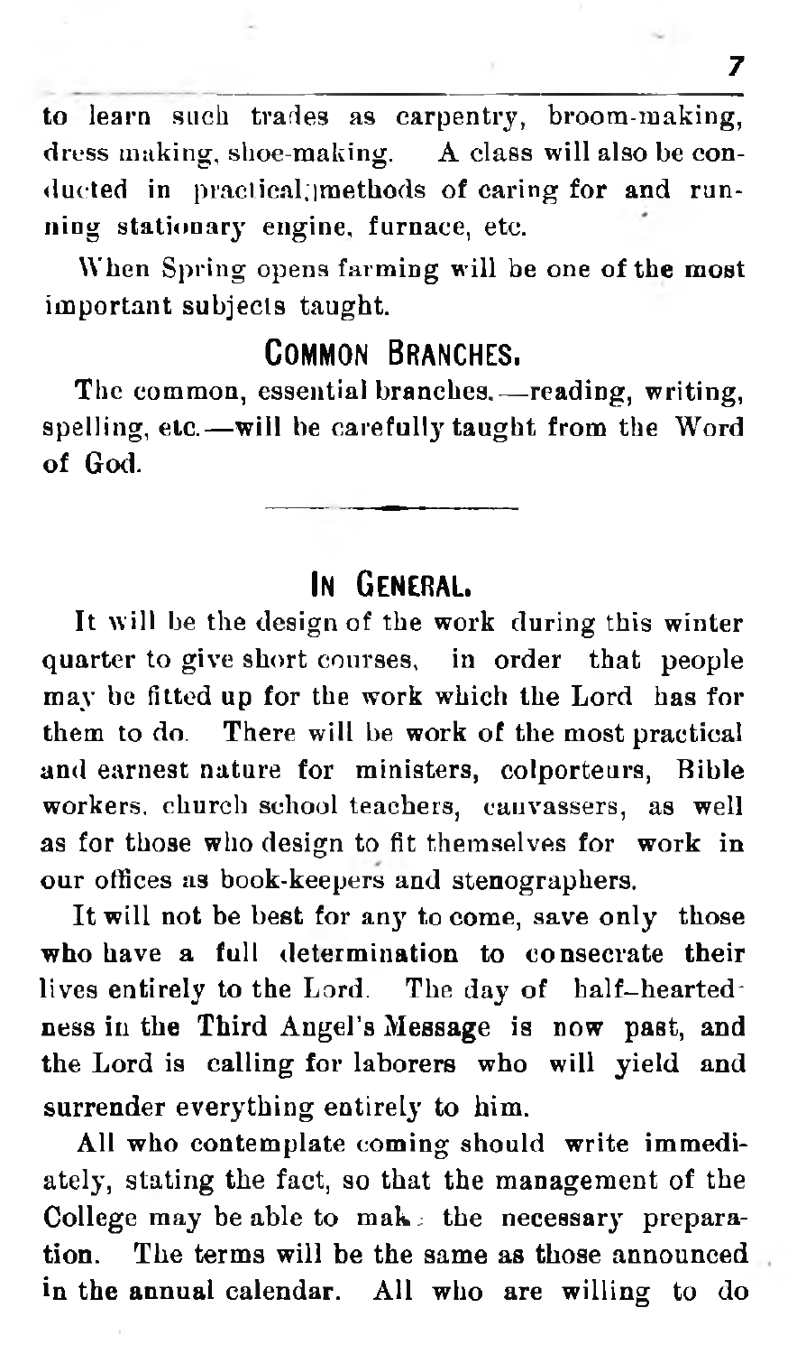to learn such trades as carpentry, broom-making, dress making, shoe-making. A class will also be conducted in practical;]methods of caring for and running stationary engine, furnace, etc.

When Spring opens farming will be one of the most important subjects taught.

## COMMON BRANCHES.

The common, essential branches.—reading, writing, spelling, etc.—will be carefully taught from the Word of God.

---

## IN GENERAL.

It will be the design of the work during this winter quarter to give short courses, in order that people may be fitted up for the work which the Lord has for them to do. There will be work of the most practical and earnest nature for ministers, colporteurs, Bible workers, church school teachers, canvassers, as well as for those who design to fit themselves for work in our offices as book-keepers and stenographers.

It will not be best for any to come, save only those who have a full determination to consecrate their lives entirely to the Lord. The day of half-heartedness in the Third Angel's Message is now past, and the Lord is calling for laborers who will yield and surrender everything entirely to him.

All who contemplate coming should write immediately, stating the fact, so that the management of the College may be able to make the necessary preparation. The terms will be the same as those announced in the annual calendar. All who are willing to do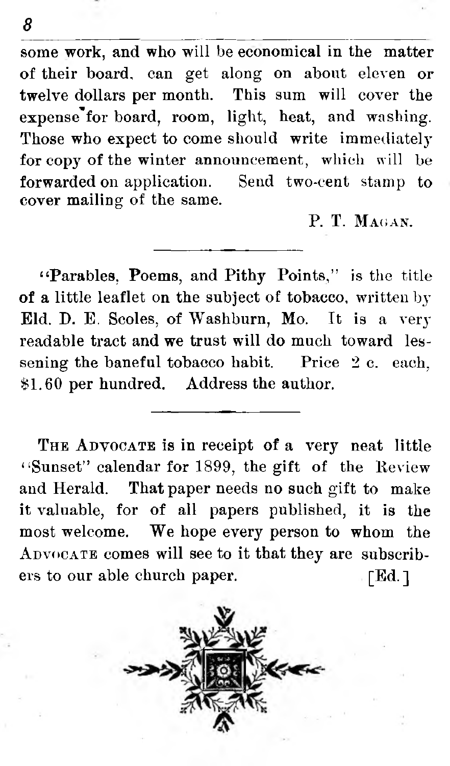some work, and who will be economical in the matter of their board, can get along on about eleven or twelve dollars per month. This sum will cover the expense for board, room, light, heat, and washing. Those who expect to come should write immediately for copy of the winter announcement, which will be forwarded on application. Send two-cent stamp to cover mailing of the same.

P. T. MAGAN.

---

"Parables, Poems, and Pithy Points," is the title of a little leaflet on the subject of tobacco, written by Eld. D. E. Scoles, of Washburn, Mo. It is a very readable tract and we trust will do much toward lessening the baneful tobacco habit. Price 2 c. each, $1.60 per hundred. Address the author.

---

THE ADVOCATE is in receipt of a very neat little "Sunset" calendar for 1899, the gift of the Review and Herald. That paper needs no such gift to make it valuable, for of all papers published, it is the most welcome. We hope every person to whom the ADVOCATE comes will see to it that they are subscribers to our able church paper. [Ed.]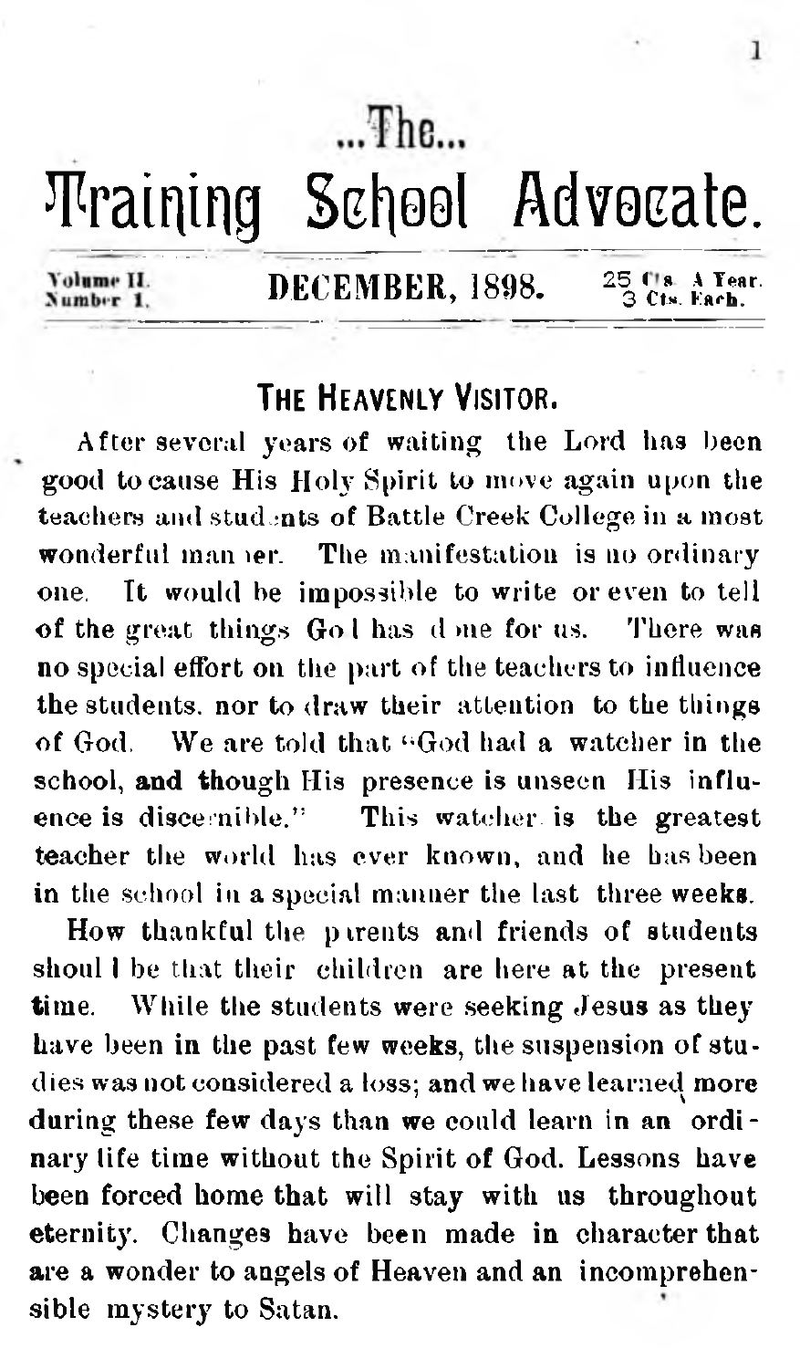# ...The...

# Training School Advocate.

Volume II. Number 1. **DECEMBER, 1898.** 25 Cts. A Year. 3 Cts. Each.

## THE HEAVENLY VISITOR.

After several years of waiting the Lord has been good to cause His Holy Spirit to move again upon the teachers and students of Battle Creek College in a most wonderful manner. The manifestation is no ordinary one. It would be impossible to write or even to tell of the great things God has done for us. There was no special effort on the part of the teachers to influence the students, nor to draw their attention to the things of God. We are told that "God had a watcher in the school, and though His presence is unseen His influence is discernible." This watcher is the greatest teacher the world has ever known, and he has been in the school in a special manner the last three weeks.

How thankful the parents and friends of students should be that their children are here at the present time. While the students were seeking Jesus as they have been in the past few weeks, the suspension of studies was not considered a loss; and we have learned more during these few days than we could learn in an ordinary life time without the Spirit of God. Lessons have been forced home that will stay with us throughout eternity. Changes have been made in character that are a wonder to angels of Heaven and an incomprehensible mystery to Satan.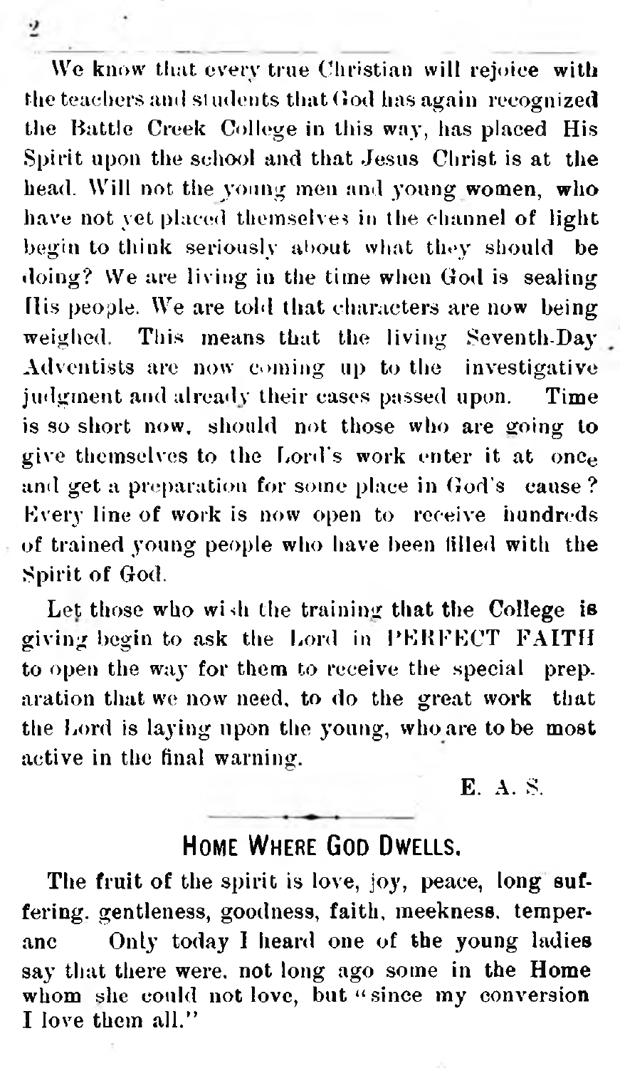We know that every true Christian will rejoice with the teachers and students that God has again recognized the Battle Creek College in this way, has placed His Spirit upon the school and that Jesus Christ is at the head. Will not the young men and young women, who have not yet placed themselves in the channel of light begin to think seriously about what they should be doing? We are living in the time when God is sealing His people. We are told that characters are now being weighed. This means that the living Seventh-Day Adventists are now coming up to the investigative judgment and already their cases passed upon. Time is so short now, should not those who are going to give themselves to the Lord's work enter it at once and get a preparation for some place in God's cause? Every line of work is now open to receive hundreds of trained young people who have been filled with the Spirit of God.

Let those who wish the training that the College is giving begin to ask the Lord in PERFECT FAITH to open the way for them to receive the special preparation that we now need, to do the great work that the Lord is laying upon the young, who are to be most active in the final warning.

E. A. S.

---

## HOME WHERE GOD DWELLS.

The fruit of the spirit is love, joy, peace, long suffering, gentleness, goodness, faith, meekness, temperanc Only today I heard one of the young ladies say that there were, not long ago some in the Home whom she could not love, but "since my conversion I love them all."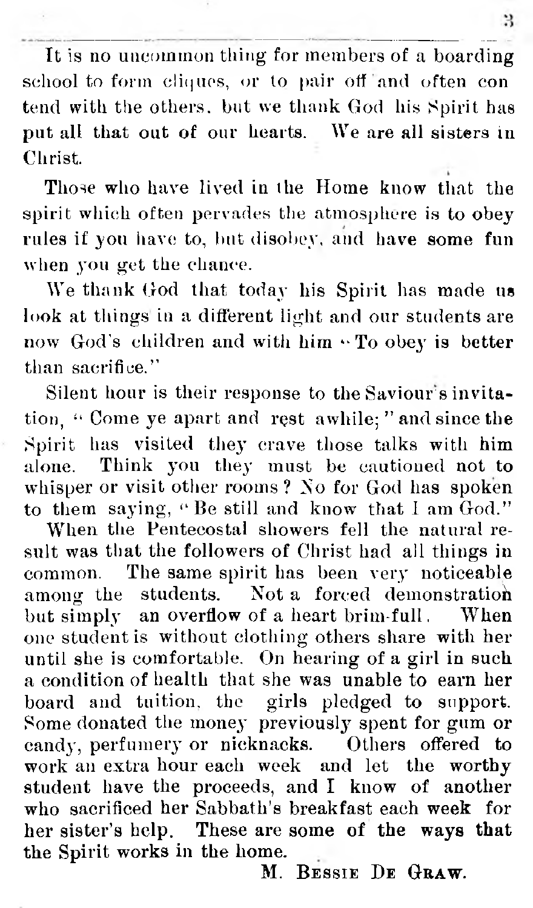It is no uncommon thing for members of a boarding school to form cliques, or to pair off and often contend with the others. but we thank God his Spirit has put all that out of our hearts. We are all sisters in Christ.

Those who have lived in the Home know that the spirit which often pervades the atmosphere is to obey rules if you have to, but disobey, and have some fun when you get the chance.

We thank God that today his Spirit has made us look at things in a different light and our students are now God's children and with him "To obey is better than sacrifice."

Silent hour is their response to the Saviour's invitation, "Come ye apart and rest awhile;" and since the Spirit has visited they crave those talks with him alone. Think you they must be cautioned not to whisper or visit other rooms? No for God has spoken to them saying, "Be still and know that I am God."

When the Pentecostal showers fell the natural result was that the followers of Christ had all things in common. The same spirit has been very noticeable among the students. Not a forced demonstration but simply an overflow of a heart brim-full. When one student is without clothing others share with her until she is comfortable. On hearing of a girl in such a condition of health that she was unable to earn her board and tuition, the girls pledged to support. Some donated the money previously spent for gum or candy, perfumery or nicknacks. Others offered to work an extra hour each week and let the worthy student have the proceeds, and I know of another who sacrificed her Sabbath's breakfast each week for her sister's help. These are some of the ways that the Spirit works in the home.

M. Bessie De Graw.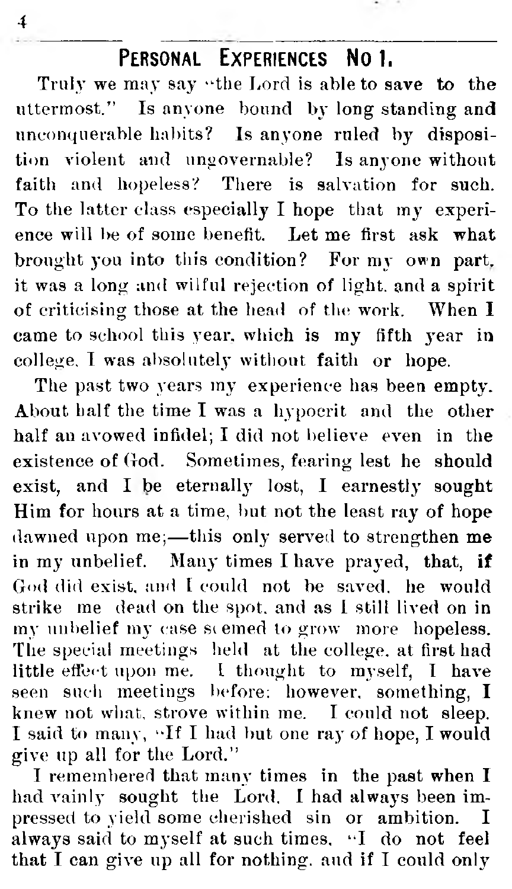## PERSONAL EXPERIENCES NO 1.

Truly we may say "the Lord is able to save to the uttermost." Is anyone bound by long standing and unconquerable habits? Is anyone ruled by disposition violent and ungovernable? Is anyone without faith and hopeless? There is salvation for such. To the latter class especially I hope that my experience will be of some benefit. Let me first ask what brought you into this condition? For my own part, it was a long and wilful rejection of light, and a spirit of criticising those at the head of the work. When I came to school this year, which is my fifth year in college, I was absolutely without faith or hope.

The past two years my experience has been empty. About half the time I was a hypocrit and the other half an avowed infidel; I did not believe even in the existence of God. Sometimes, fearing lest he should exist, and I be eternally lost, I earnestly sought Him for hours at a time, but not the least ray of hope dawned upon me;—this only served to strengthen me in my unbelief. Many times I have prayed, that, if God did exist, and I could not be saved, he would strike me dead on the spot, and as I still lived on in my unbelief my case seemed to grow more hopeless. The special meetings held at the college, at first had little effect upon me. I thought to myself, I have seen such meetings before; however, something, I knew not what, strove within me. I could not sleep. I said to many, "If I had but one ray of hope, I would give up all for the Lord."

I remembered that many times in the past when I had vainly sought the Lord, I had always been impressed to yield some cherished sin or ambition. I always said to myself at such times, "I do not feel that I can give up all for nothing, and if I could only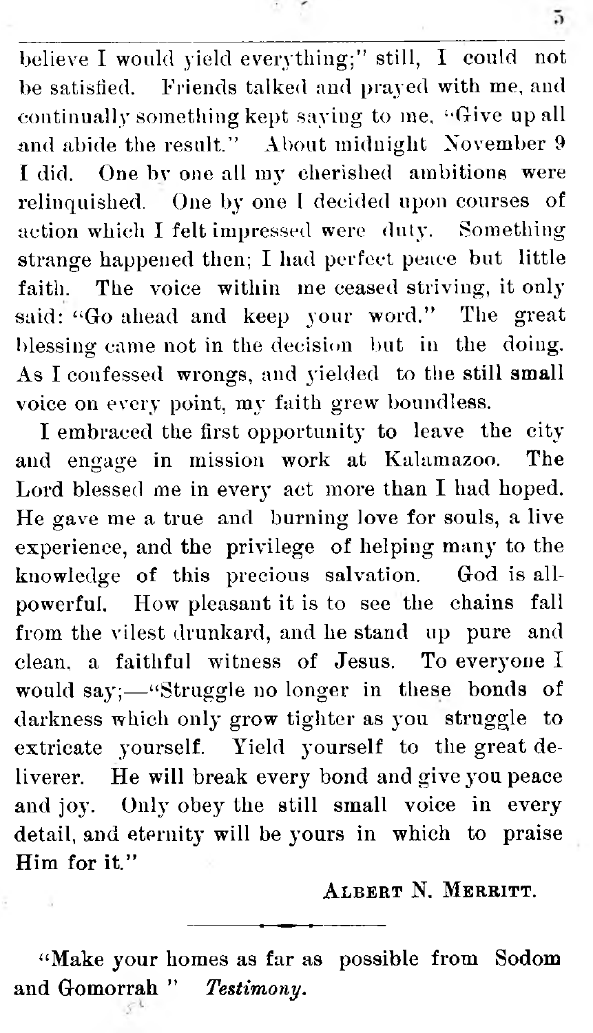believe I would yield everything;" still, I could not be satisfied. Friends talked and prayed with me, and continually something kept saying to me, "Give up all and abide the result." About midnight November 9 I did. One by one all my cherished ambitions were relinquished. One by one I decided upon courses of action which I felt impressed were duty. Something strange happened then; I had perfect peace but little faith. The voice within me ceased striving, it only said: "Go ahead and keep your word." The great blessing came not in the decision but in the doing. As I confessed wrongs, and yielded to the still small voice on every point, my faith grew boundless.

I embraced the first opportunity to leave the city and engage in mission work at Kalamazoo. The Lord blessed me in every act more than I had hoped. He gave me a true and burning love for souls, a live experience, and the privilege of helping many to the knowledge of this precious salvation. God is all-powerful. How pleasant it is to see the chains fall from the vilest drunkard, and he stand up pure and clean, a faithful witness of Jesus. To everyone I would say;—"Struggle no longer in these bonds of darkness which only grow tighter as you struggle to extricate yourself. Yield yourself to the great deliverer. He will break every bond and give you peace and joy. Only obey the still small voice in every detail, and eternity will be yours in which to praise Him for it."

Albert N. Merritt.

---

"Make your homes as far as possible from Sodom and Gomorrah " *Testimony.*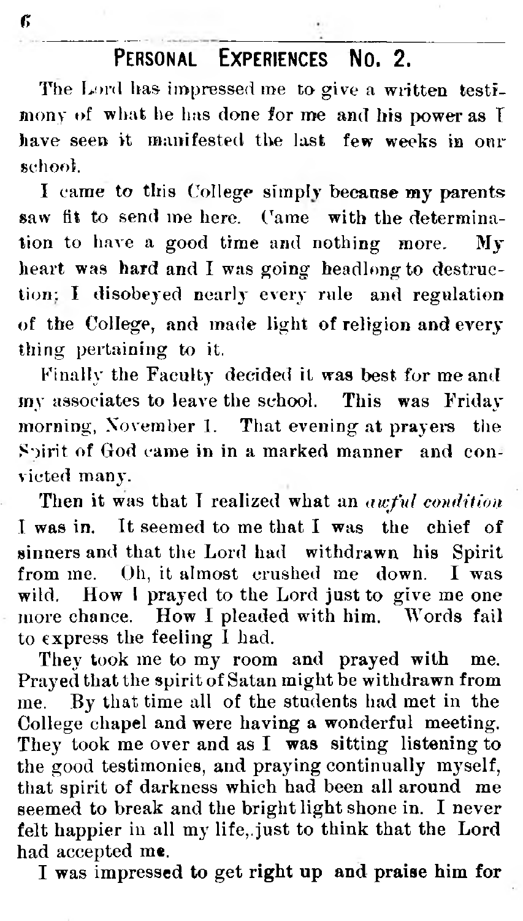## Personal Experiences No. 2.

The Lord has impressed me to give a written testimony of what he has done for me and his power as I have seen it manifested the last few weeks in our school.

I came to this College simply because my parents saw fit to send me here. Came with the determination to have a good time and nothing more. My heart was hard and I was going headlong to destruction; I disobeyed nearly every rule and regulation of the College, and made light of religion and every thing pertaining to it.

Finally the Faculty decided it was best for me and my associates to leave the school. This was Friday morning, November 1. That evening at prayers the Spirit of God came in in a marked manner and convicted many.

Then it was that I realized what an *awful condition* I was in. It seemed to me that I was the chief of sinners and that the Lord had withdrawn his Spirit from me. Oh, it almost crushed me down. I was wild. How I prayed to the Lord just to give me one more chance. How I pleaded with him. Words fail to express the feeling I had.

They took me to my room and prayed with me. Prayed that the spirit of Satan might be withdrawn from me. By that time all of the students had met in the College chapel and were having a wonderful meeting. They took me over and as I was sitting listening to the good testimonies, and praying continually myself, that spirit of darkness which had been all around me seemed to break and the bright light shone in. I never felt happier in all my life, just to think that the Lord had accepted me.

I was impressed to get right up and praise him for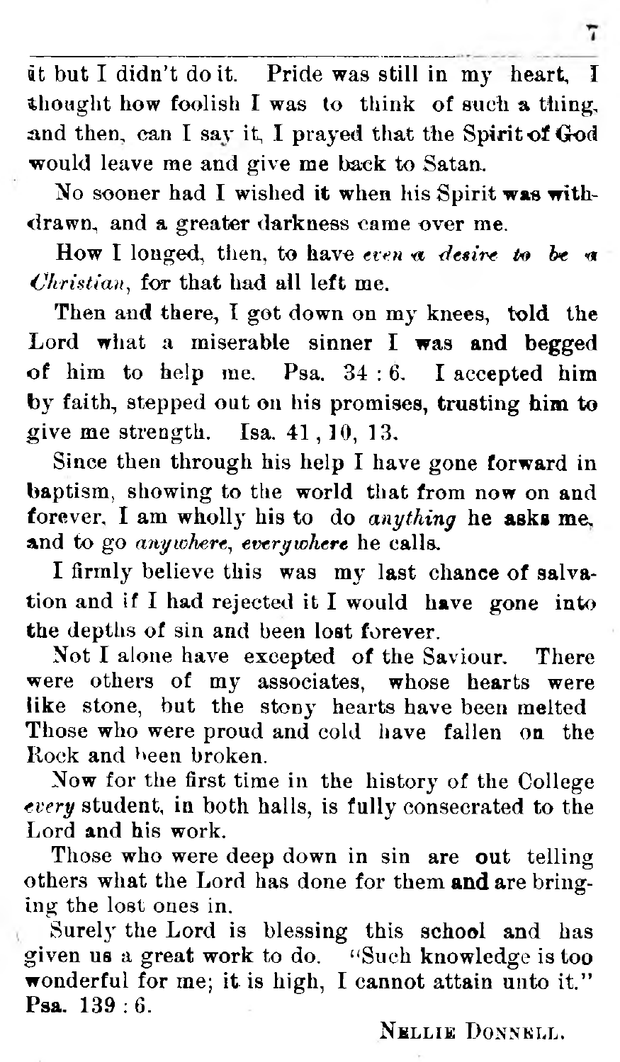it but I didn't do it. Pride was still in my heart, I thought how foolish I was to think of such a thing, and then, can I say it, I prayed that the Spirit of God would leave me and give me back to Satan.

No sooner had I wished it when his Spirit was withdrawn, and a greater darkness came over me.

How I longed, then, to have *even a desire to be a Christian*, for that had all left me.

Then and there, I got down on my knees, told the Lord what a miserable sinner I was and begged of him to help me. Psa. 34 : 6. I accepted him by faith, stepped out on his promises, trusting him to give me strength. Isa. 41 , 10, 13.

Since then through his help I have gone forward in baptism, showing to the world that from now on and forever, I am wholly his to do *anything* he asks me, and to go *anywhere, everywhere* he calls.

I firmly believe this was my last chance of salvation and if I had rejected it I would have gone into the depths of sin and been lost forever.

Not I alone have excepted of the Saviour. There were others of my associates, whose hearts were like stone, but the stony hearts have been melted Those who were proud and cold have fallen on the Rock and been broken.

Now for the first time in the history of the College *every* student, in both halls, is fully consecrated to the Lord and his work.

Those who were deep down in sin are out telling others what the Lord has done for them and are bringing the lost ones in.

Surely the Lord is blessing this school and has given us a great work to do. "Such knowledge is too wonderful for me; it is high, I cannot attain unto it." Psa. 139 : 6.

NELLIE DONNELL.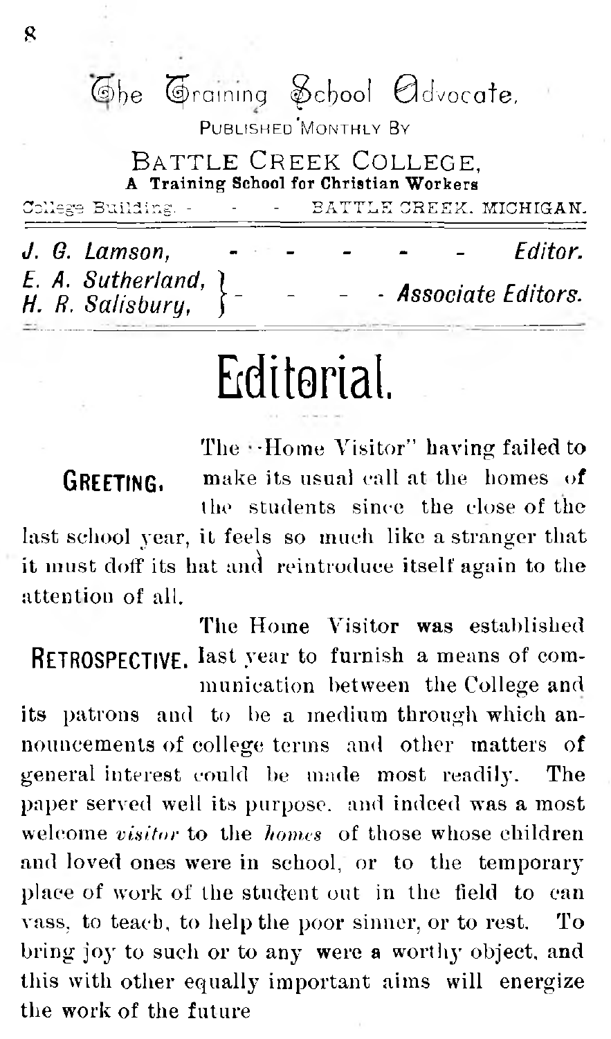# The Training School Advocate.

PUBLISHED MONTHLY BY

BATTLE CREEK COLLEGE,
**A Training School for Christian Workers**

College Building. - - - BATTLE CREEK, MICHIGAN.

| | |
|---|---|
| *J. G. Lamson,* | *Editor.* |
| *E. A. Sutherland,* *H. R. Salisbury,* | *Associate Editors.* |

# Editorial.

**GREETING.** The "Home Visitor" having failed to make its usual call at the homes of the students since the close of the last school year, it feels so much like a stranger that it must doff its hat and reintroduce itself again to the attention of all.

**RETROSPECTIVE.** The Home Visitor was established last year to furnish a means of communication between the College and its patrons and to be a medium through which announcements of college terms and other matters of general interest could be made most readily. The paper served well its purpose, and indeed was a most welcome *visitor* to the *homes* of those whose children and loved ones were in school, or to the temporary place of work of the student out in the field to canvass, to teach, to help the poor sinner, or to rest. To bring joy to such or to any were a worthy object, and this with other equally important aims will energize the work of the future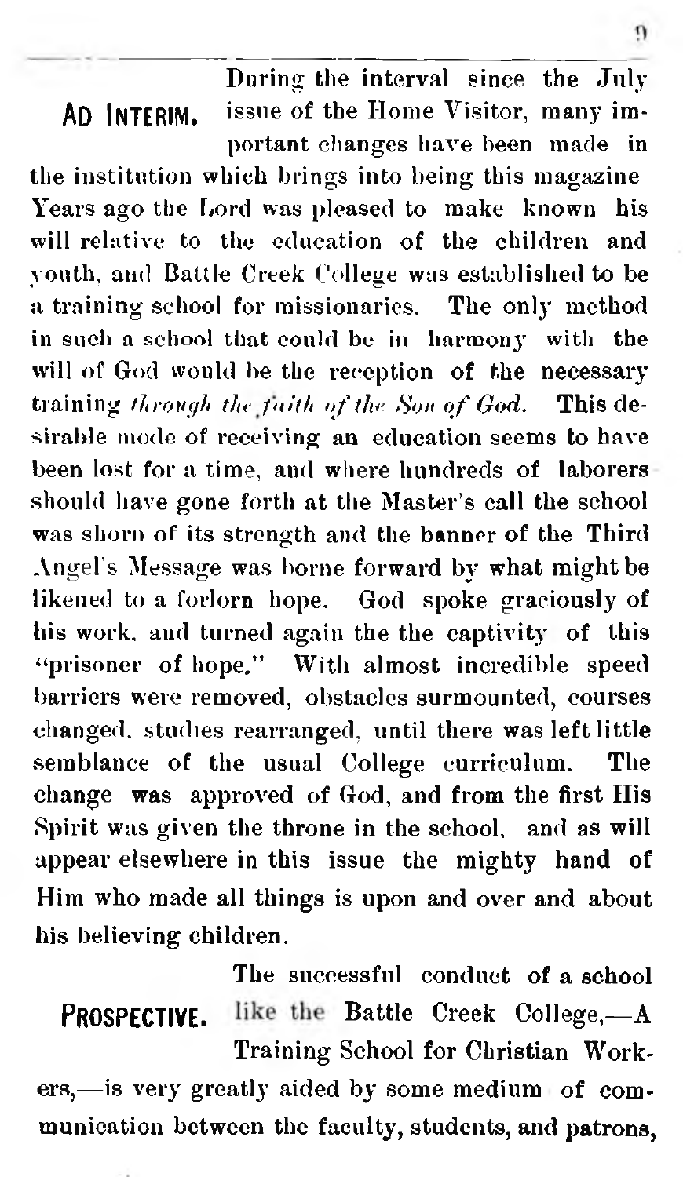**AD INTERIM.** During the interval since the July issue of the Home Visitor, many important changes have been made in the institution which brings into being this magazine Years ago the Lord was pleased to make known his will relative to the education of the children and youth, and Battle Creek College was established to be a training school for missionaries. The only method in such a school that could be in harmony with the will of God would be the reception of the necessary training *through the faith of the Son of God.* This desirable mode of receiving an education seems to have been lost for a time, and where hundreds of laborers should have gone forth at the Master's call the school was shorn of its strength and the banner of the Third Angel's Message was borne forward by what might be likened to a forlorn hope. God spoke graciously of his work, and turned again the the captivity of this "prisoner of hope." With almost incredible speed barriers were removed, obstacles surmounted, courses changed, studies rearranged, until there was left little semblance of the usual College curriculum. The change was approved of God, and from the first His Spirit was given the throne in the school, and as will appear elsewhere in this issue the mighty hand of Him who made all things is upon and over and about his believing children.

**PROSPECTIVE.** The successful conduct of a school like the Battle Creek College,—A Training School for Christian Workers,—is very greatly aided by some medium of communication between the faculty, students, and patrons,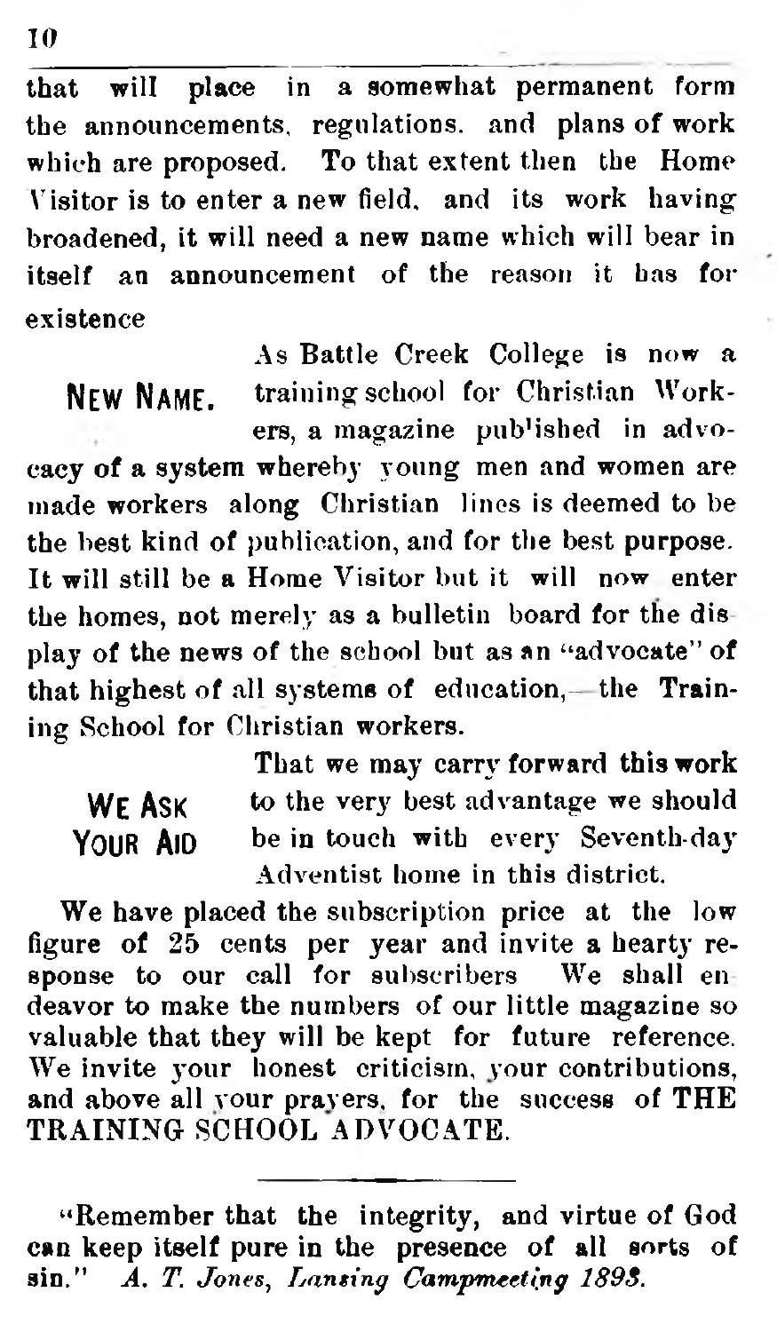that will place in a somewhat permanent form the announcements, regulations, and plans of work which are proposed. To that extent then the Home Visitor is to enter a new field, and its work having broadened, it will need a new name which will bear in itself an announcement of the reason it has for existence

**NEW NAME.** As Battle Creek College is now a training school for Christian Workers, a magazine published in advocacy of a system whereby young men and women are made workers along Christian lines is deemed to be the best kind of publication, and for the best purpose. It will still be a Home Visitor but it will now enter the homes, not merely as a bulletin board for the display of the news of the school but as an "advocate" of that highest of all systems of education,—the Training School for Christian workers.

**WE ASK YOUR AID** That we may carry forward this work to the very best advantage we should be in touch with every Seventh-day Adventist home in this district.

We have placed the subscription price at the low figure of 25 cents per year and invite a hearty response to our call for subscribers We shall endeavor to make the numbers of our little magazine so valuable that they will be kept for future reference. We invite your honest criticism, your contributions, and above all your prayers, for the success of THE TRAINING SCHOOL ADVOCATE.

---

"Remember that the integrity, and virtue of God can keep itself pure in the presence of all sorts of sin." *A. T. Jones, Lansing Campmeeting 1898.*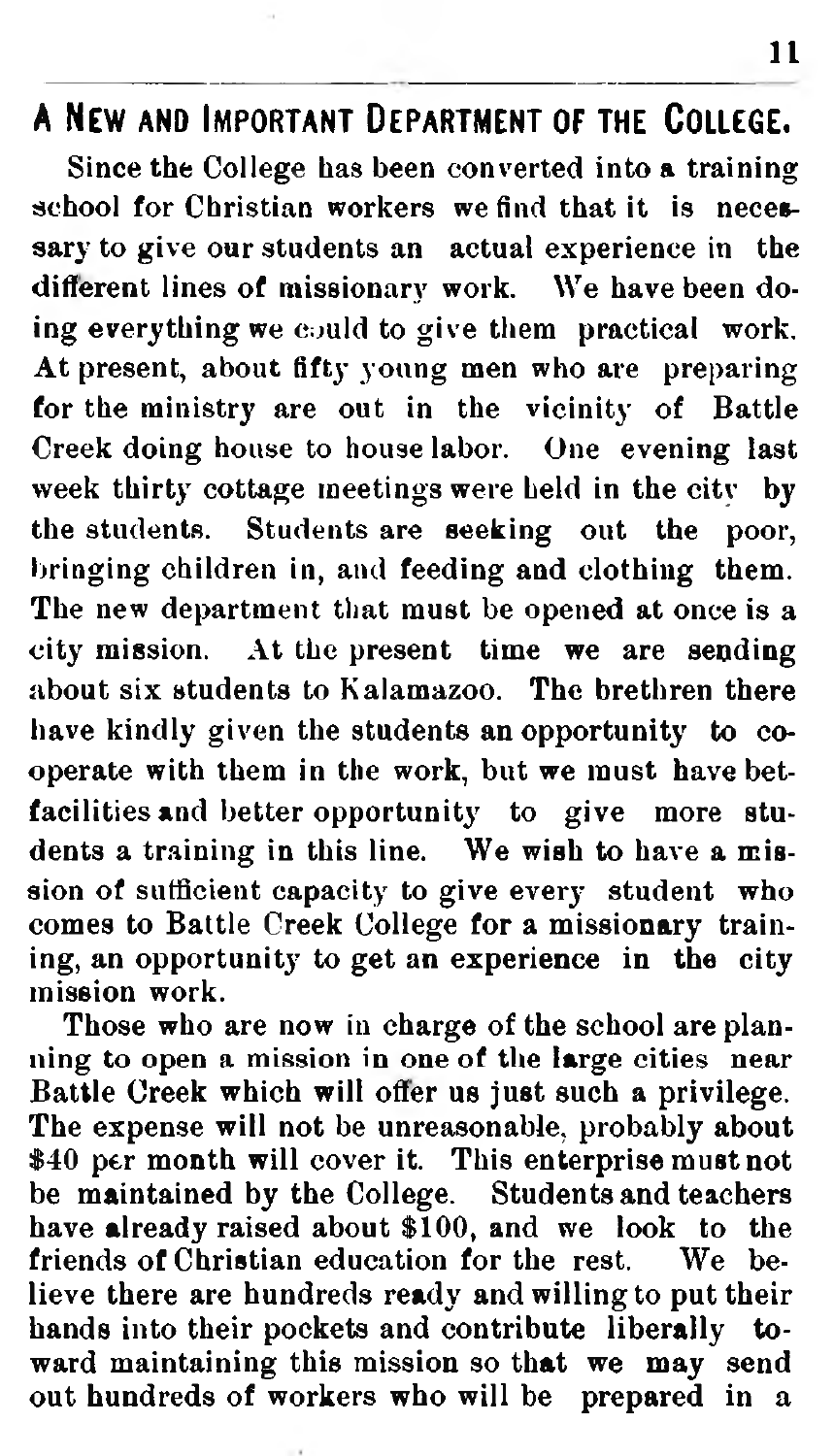## A New and Important Department of the College.

Since the College has been converted into a training school for Christian workers we find that it is necessary to give our students an actual experience in the different lines of missionary work. We have been doing everything we could to give them practical work. At present, about fifty young men who are preparing for the ministry are out in the vicinity of Battle Creek doing house to house labor. One evening last week thirty cottage meetings were held in the city by the students. Students are seeking out the poor, bringing children in, and feeding and clothing them. The new department that must be opened at once is a city mission. At the present time we are sending about six students to Kalamazoo. The brethren there have kindly given the students an opportunity to co-operate with them in the work, but we must have betfacilities and better opportunity to give more students a training in this line. We wish to have a mission of sufficient capacity to give every student who comes to Battle Creek College for a missionary training, an opportunity to get an experience in the city mission work.

Those who are now in charge of the school are planning to open a mission in one of the large cities near Battle Creek which will offer us just such a privilege. The expense will not be unreasonable, probably about $40 per month will cover it. This enterprise must not be maintained by the College. Students and teachers have already raised about $100, and we look to the friends of Christian education for the rest. We believe there are hundreds ready and willing to put their hands into their pockets and contribute liberally toward maintaining this mission so that we may send out hundreds of workers who will be prepared in a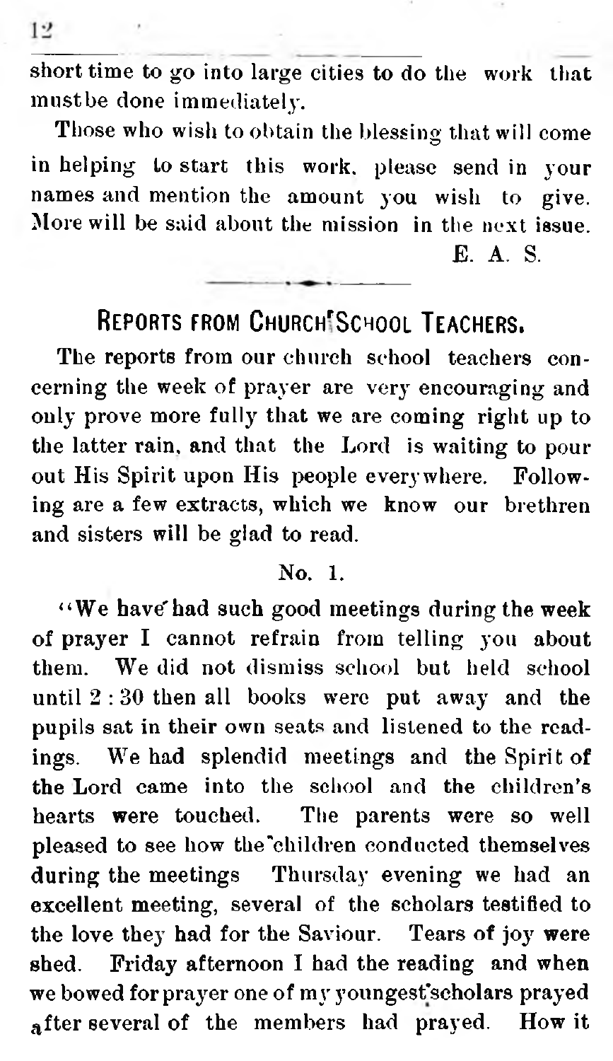short time to go into large cities to do the work that mustbe done immediately.

Those who wish to obtain the blessing that will come in helping to start this work, please send in your names and mention the amount you wish to give. More will be said about the mission in the next issue.

E. A. S.

## REPORTS FROM CHURCH SCHOOL TEACHERS.

The reports from our church school teachers concerning the week of prayer are very encouraging and only prove more fully that we are coming right up to the latter rain, and that the Lord is waiting to pour out His Spirit upon His people everywhere. Following are a few extracts, which we know our brethren and sisters will be glad to read.

No. 1.

"We have had such good meetings during the week of prayer I cannot refrain from telling you about them. We did not dismiss school but held school until 2 : 30 then all books were put away and the pupils sat in their own seats and listened to the readings. We had splendid meetings and the Spirit of the Lord came into the school and the children's hearts were touched. The parents were so well pleased to see how the children conducted themselves during the meetings Thursday evening we had an excellent meeting, several of the scholars testified to the love they had for the Saviour. Tears of joy were shed. Friday afternoon I had the reading and when we bowed for prayer one of my youngest scholars prayed after several of the members had prayed. How it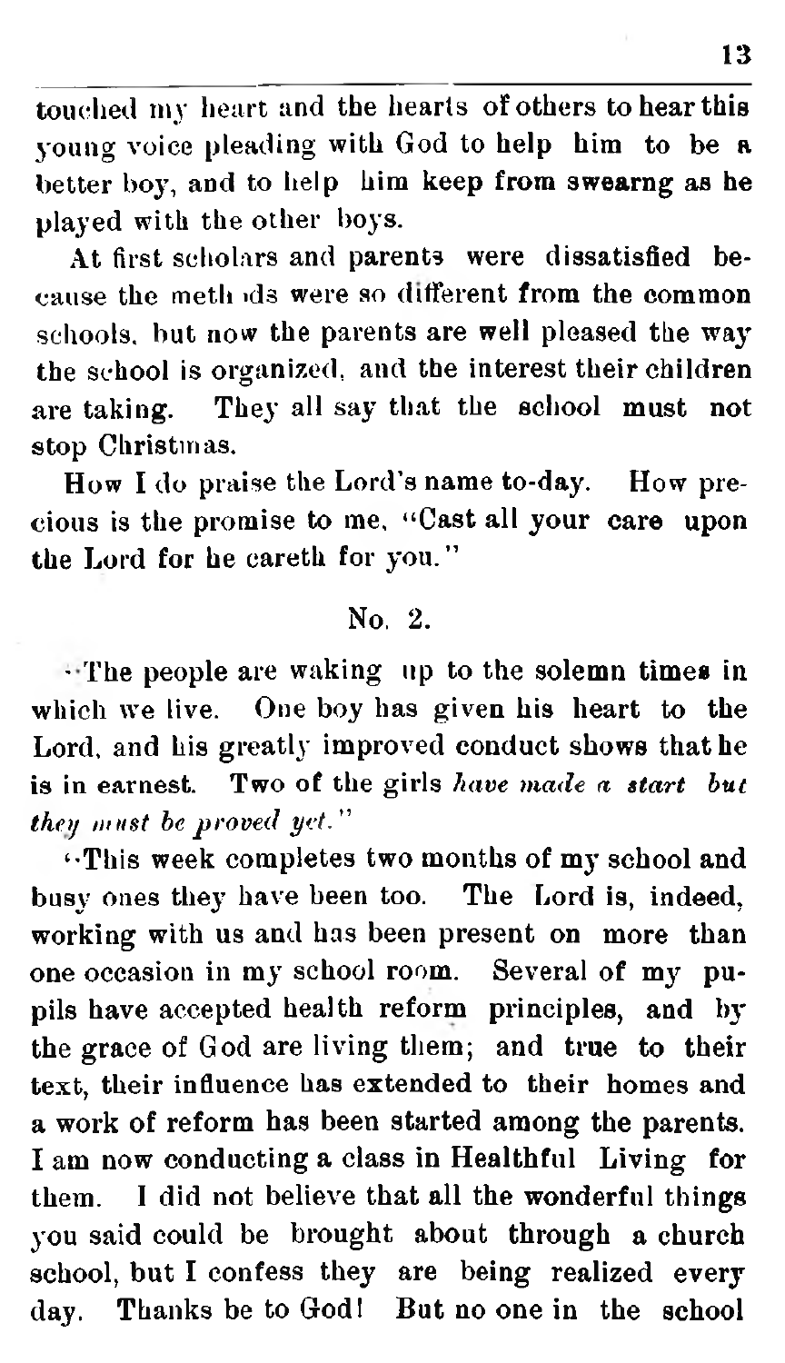touched my heart and the hearts of others to hear this young voice pleading with God to help him to be a better boy, and to help him keep from swearng as he played with the other boys.

At first scholars and parents were dissatisfied because the methods were so different from the common schools, but now the parents are well pleased the way the school is organized, and the interest their children are taking. They all say that the school must not stop Christmas.

How I do praise the Lord's name to-day. How precious is the promise to me, "Cast all your care upon the Lord for he careth for you."

No. 2.

"The people are waking up to the solemn times in which we live. One boy has given his heart to the Lord, and his greatly improved conduct shows that he is in earnest. Two of the girls *have made a start but they must be proved yet.*"

"This week completes two months of my school and busy ones they have been too. The Lord is, indeed, working with us and has been present on more than one occasion in my school room. Several of my pupils have accepted health reform principles, and by the grace of God are living them; and true to their text, their influence has extended to their homes and a work of reform has been started among the parents. I am now conducting a class in Healthful Living for them. I did not believe that all the wonderful things you said could be brought about through a church school, but I confess they are being realized every day. Thanks be to God! But no one in the school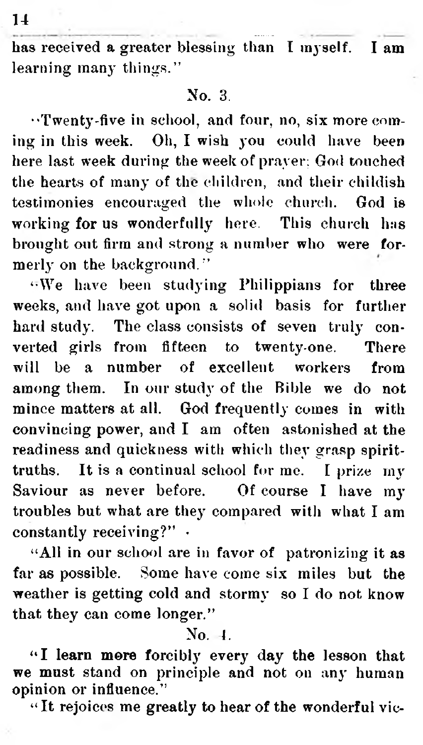has received a greater blessing than I myself. I am learning many things."

No. 3.

"Twenty-five in school, and four, no, six more coming in this week. Oh, I wish you could have been here last week during the week of prayer: God touched the hearts of many of the children, and their childish testimonies encouraged the whole church. God is working for us wonderfully here. This church has brought out firm and strong a number who were formerly on the background."

"We have been studying Philippians for three weeks, and have got upon a solid basis for further hard study. The class consists of seven truly converted girls from fifteen to twenty-one. There will be a number of excellent workers from among them. In our study of the Bible we do not mince matters at all. God frequently comes in with convincing power, and I am often astonished at the readiness and quickness with which they grasp spirit-truths. It is a continual school for me. I prize my Saviour as never before. Of course I have my troubles but what are they compared with what I am constantly receiving?"

"All in our school are in favor of patronizing it as far as possible. Some have come six miles but the weather is getting cold and stormy so I do not know that they can come longer."

No. 4.

"I learn more forcibly every day the lesson that we must stand on principle and not on any human opinion or influence."

"It rejoices me greatly to hear of the wonderful vic-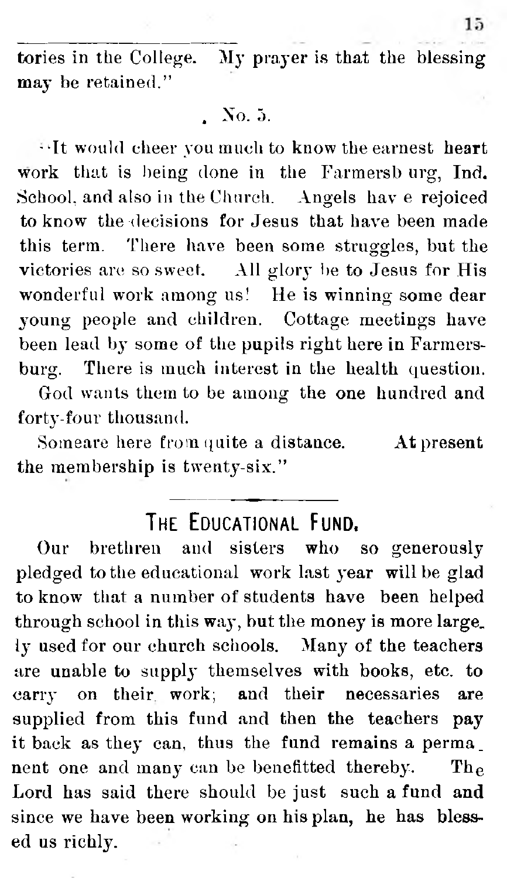tories in the College. My prayer is that the blessing may be retained."

No. 5.

"It would cheer you much to know the earnest heart work that is being done in the Farmersb urg, Ind. School, and also in the Church. Angels hav e rejoiced to know the decisions for Jesus that have been made this term. There have been some struggles, but the victories are so sweet. All glory be to Jesus for His wonderful work among us! He is winning some dear young people and children. Cottage meetings have been lead by some of the pupils right here in Farmersburg. There is much interest in the health question.

God wants them to be among the one hundred and forty-four thousand.

Someare here from quite a distance. At present the membership is twenty-six."

## THE EDUCATIONAL FUND.

Our brethren and sisters who so generously pledged to the educational work last year will be glad to know that a number of students have been helped through school in this way, but the money is more largely used for our church schools. Many of the teachers are unable to supply themselves with books, etc. to carry on their work; and their necessaries are supplied from this fund and then the teachers pay it back as they can, thus the fund remains a permanent one and many can be benefitted thereby. The Lord has said there should be just such a fund and since we have been working on his plan, he has blessed us richly.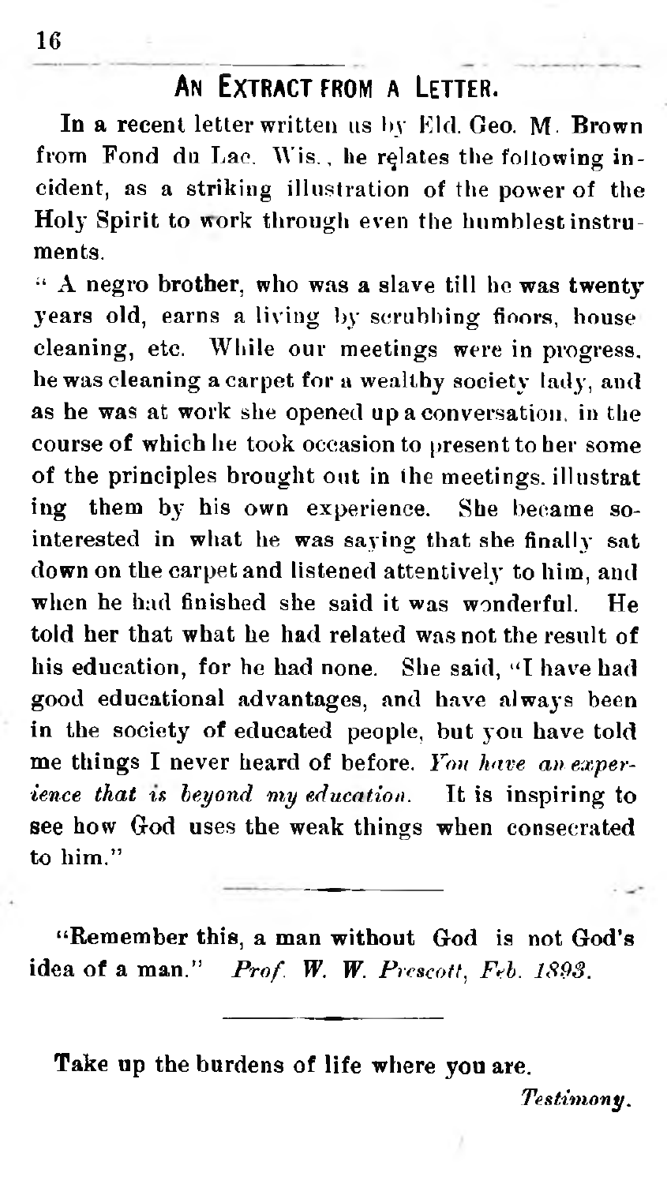## An Extract from a Letter.

In a recent letter written us by Eld. Geo. M. Brown from Fond du Lac, Wis., he relates the following incident, as a striking illustration of the power of the Holy Spirit to work through even the humblest instruments.

" A negro brother, who was a slave till he was twenty years old, earns a living by scrubbing floors, house cleaning, etc. While our meetings were in progress, he was cleaning a carpet for a wealthy society lady, and as he was at work she opened up a conversation, in the course of which he took occasion to present to her some of the principles brought out in the meetings, illustrating them by his own experience. She became so interested in what he was saying that she finally sat down on the carpet and listened attentively to him, and when he had finished she said it was wonderful. He told her that what he had related was not the result of his education, for he had none. She said, "I have had good educational advantages, and have always been in the society of educated people, but you have told me things I never heard of before. *You have an experience that is beyond my education.* It is inspiring to see how God uses the weak things when consecrated to him."

---

"Remember this, a man without God is not God's idea of a man." *Prof. W. W. Prescott, Feb. 1893.*

---

Take up the burdens of life where you are.

*Testimony.*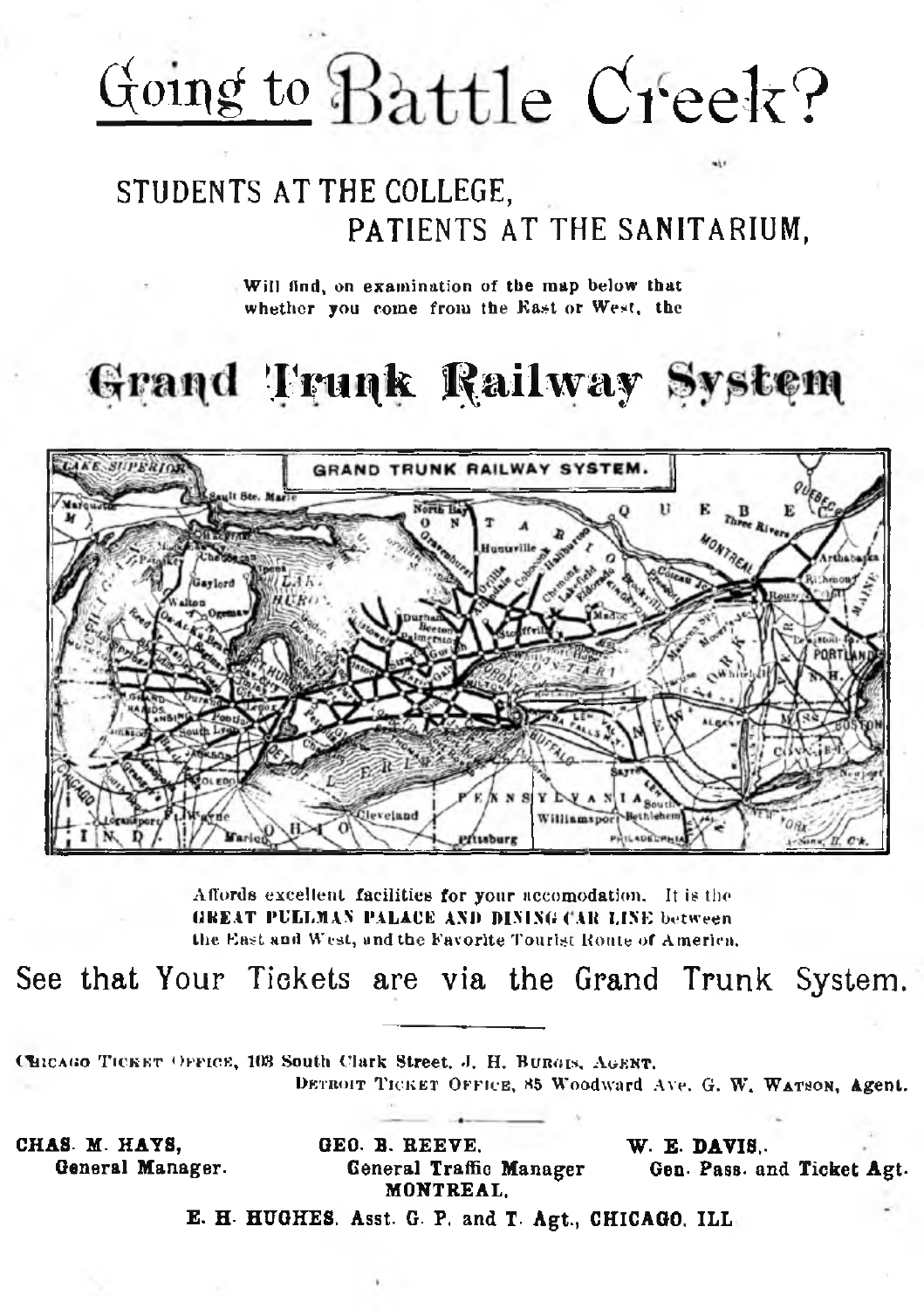# Going to Battle Creek?

## STUDENTS AT THE COLLEGE, PATIENTS AT THE SANITARIUM,

Will find, on examination of the map below that whether you come from the East or West, the

# Grand Trunk Railway System

GRAND TRUNK RAILWAY SYSTEM.

Affords excellent facilities for your accomodation. It is the **GREAT PULLMAN PALACE AND DINING CAR LINE** between the East and West, and the Favorite Tourist Route of America.

## See that Your Tickets are via the Grand Trunk System.

---

CHICAGO TICKET OFFICE, 103 South Clark Street. J. H. BURGIS, AGENT.

DETROIT TICKET OFFICE, 85 Woodward Ave. G. W. WATSON, Agent.

**CHAS. M. HAYS,**
**General Manager.**

**GEO. B. REEVE,**
**General Traffic Manager**
**MONTREAL.**

**W. E. DAVIS,**
**Gen. Pass. and Ticket Agt.**

**E. H. HUGHES. Asst. G. P. and T. Agt., CHICAGO, ILL**